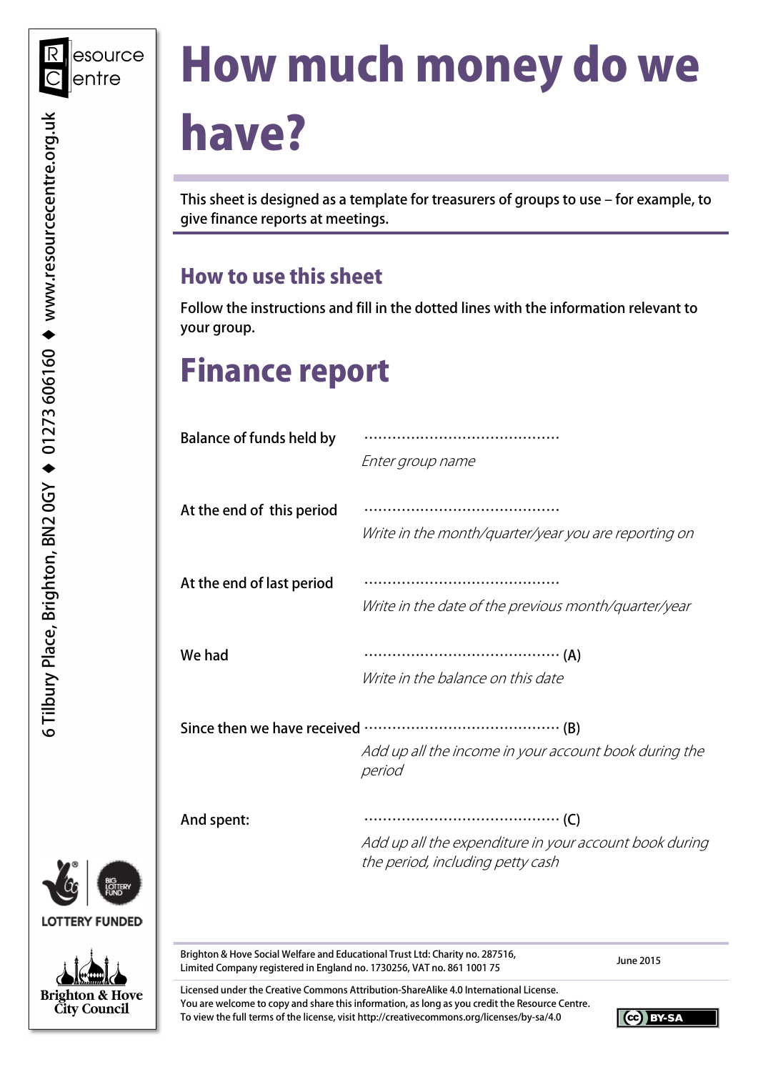# How much money do we have?

This sheet is designed as a template for treasurers of groups to use – for example, to give finance reports at meetings.

## How to use this sheet

Follow the instructions and fill in the dotted lines with the information relevant to your group.

# Finance report

Balance of funds held by ..........................................

*Enter group name*

At the end of this period ..........................................

*Write in the month/quarter/year you are reporting on*

At the end of last period ..........................................

*Write in the date of the previous month/quarter/year*

We had .......................................... (A)

*Write in the balance on this date*

Since then we have received .......................................... (B)

*Add up all the income in your account book during the period*

And spent: .......................................... (C)

*Add up all the expenditure in your account book during the period, including petty cash*

Brighton & Hove Social Welfare and Educational Trust Ltd: Charity no. 287516, Limited Company registered in England no. 1730256, VAT no. 861 1001 75

June 2015

Licensed under the Creative Commons Attribution-ShareAlike 4.0 International License. You are welcome to copy and share this information, as long as you credit the Resource Centre. To view the full terms of the license, visit http://creativecommons.org/licenses/by-sa/4.0

Resource Centre

6 Tilbury Place, Brighton, BN2 0GY ◆ 01273 606160 ◆ www.resourcecentre.org.uk

LOTTERY FUNDED

Brighton & Hove City Council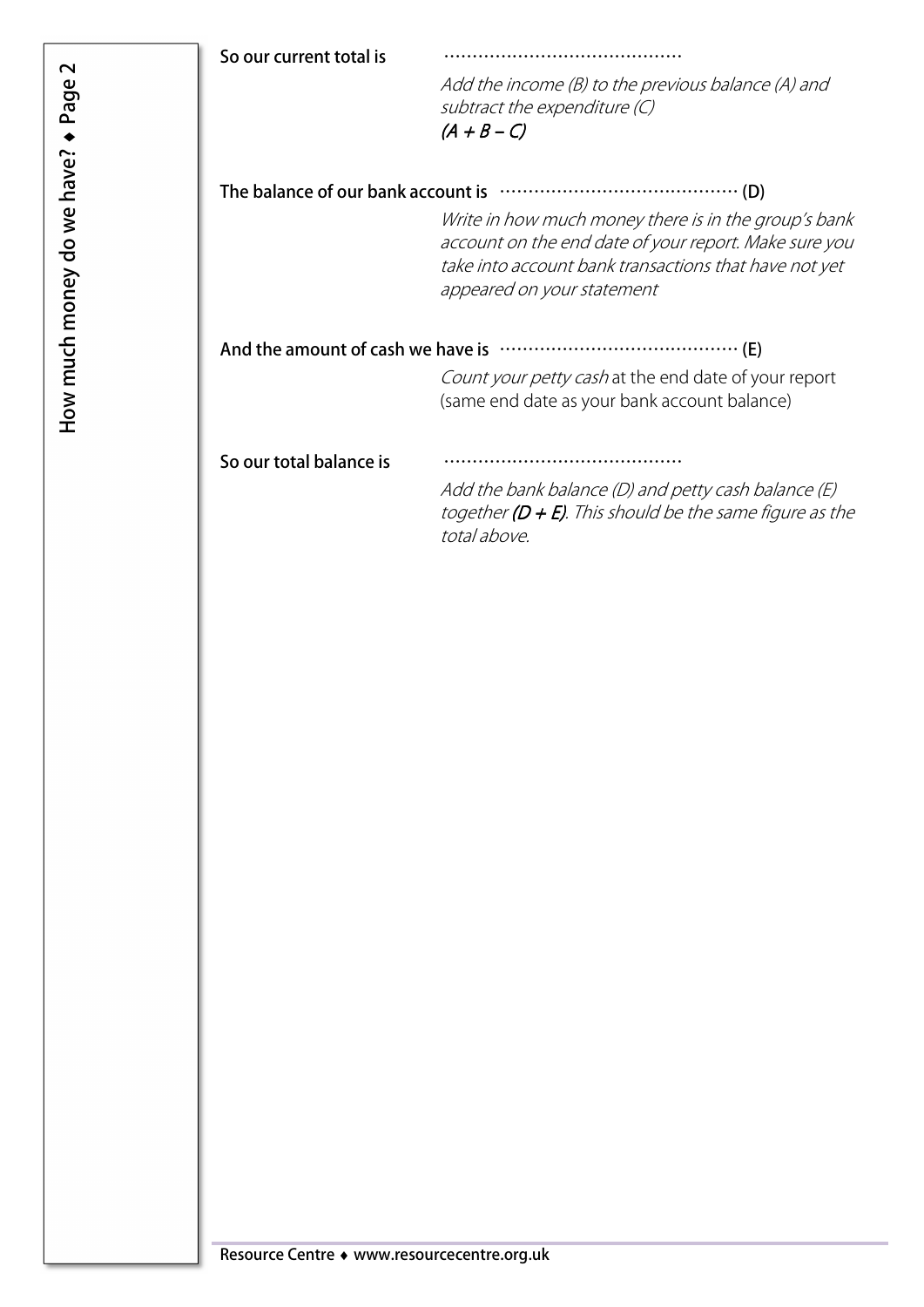**So our current total is** ……………………………………

*Add the income (B) to the previous balance (A) and subtract the expenditure (C)*
*$(A + B - C)$*

**The balance of our bank account is** …………………………………… (D)

*Write in how much money there is in the group's bank account on the end date of your report. Make sure you take into account bank transactions that have not yet appeared on your statement*

**And the amount of cash we have is** …………………………………… (E)

*Count your petty cash* at the end date of your report (same end date as your bank account balance)

**So our total balance is** ……………………………………

*Add the bank balance (D) and petty cash balance (E) together **$(D + E)$**. This should be the same figure as the total above.*